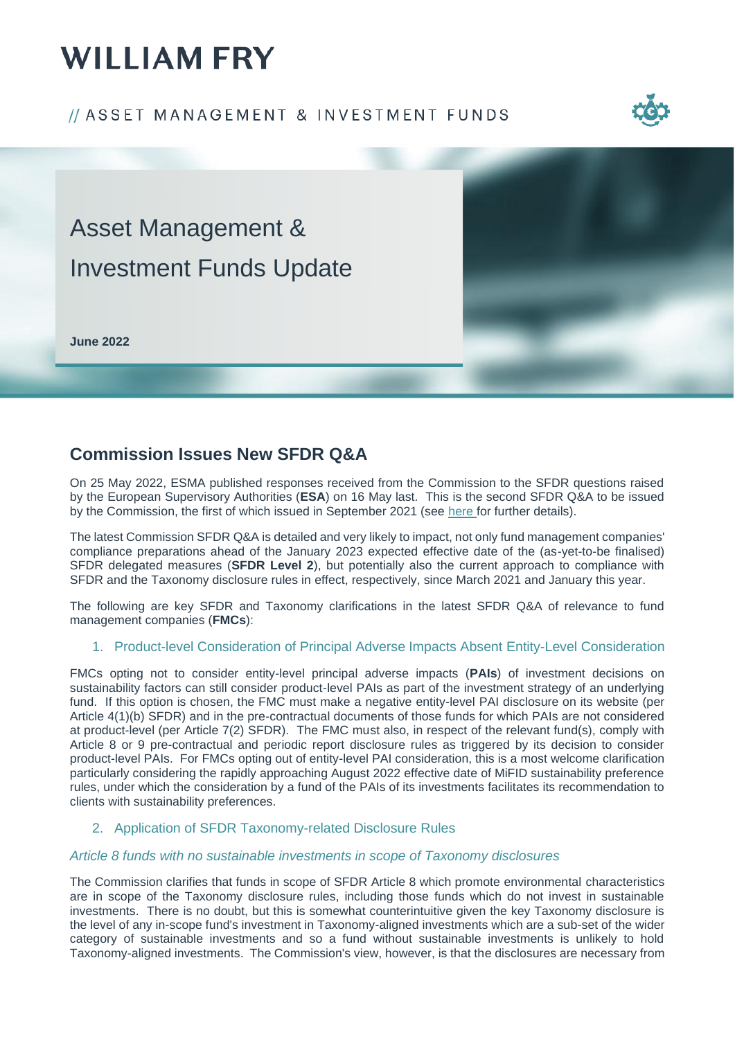# WILLIAM FRY

// ASSET MANAGEMENT & INVESTMENT FUNDS

Asset Management & Investment Funds Update

**June 2022**

## Commission Issues New SFDR Q&A

On 25 May 2022, ESMA published responses received from the Commission to the SFDR questions raised by the European Supervisory Authorities (**ESA**) on 16 May last. This is the second SFDR Q&A to be issued by the Commission, the first of which issued in September 2021 (see here for further details).

The latest Commission SFDR Q&A is detailed and very likely to impact, not only fund management companies' compliance preparations ahead of the January 2023 expected effective date of the (as-yet-to-be finalised) SFDR delegated measures (**SFDR Level 2**), but potentially also the current approach to compliance with SFDR and the Taxonomy disclosure rules in effect, respectively, since March 2021 and January this year.

The following are key SFDR and Taxonomy clarifications in the latest SFDR Q&A of relevance to fund management companies (**FMCs**):

### 1. Product-level Consideration of Principal Adverse Impacts Absent Entity-Level Consideration

FMCs opting not to consider entity-level principal adverse impacts (**PAIs**) of investment decisions on sustainability factors can still consider product-level PAIs as part of the investment strategy of an underlying fund. If this option is chosen, the FMC must make a negative entity-level PAI disclosure on its website (per Article 4(1)(b) SFDR) and in the pre-contractual documents of those funds for which PAIs are not considered at product-level (per Article 7(2) SFDR). The FMC must also, in respect of the relevant fund(s), comply with Article 8 or 9 pre-contractual and periodic report disclosure rules as triggered by its decision to consider product-level PAIs. For FMCs opting out of entity-level PAI consideration, this is a most welcome clarification particularly considering the rapidly approaching August 2022 effective date of MiFID sustainability preference rules, under which the consideration by a fund of the PAIs of its investments facilitates its recommendation to clients with sustainability preferences.

### 2. Application of SFDR Taxonomy-related Disclosure Rules

*Article 8 funds with no sustainable investments in scope of Taxonomy disclosures*

The Commission clarifies that funds in scope of SFDR Article 8 which promote environmental characteristics are in scope of the Taxonomy disclosure rules, including those funds which do not invest in sustainable investments. There is no doubt, but this is somewhat counterintuitive given the key Taxonomy disclosure is the level of any in-scope fund's investment in Taxonomy-aligned investments which are a sub-set of the wider category of sustainable investments and so a fund without sustainable investments is unlikely to hold Taxonomy-aligned investments. The Commission's view, however, is that the disclosures are necessary from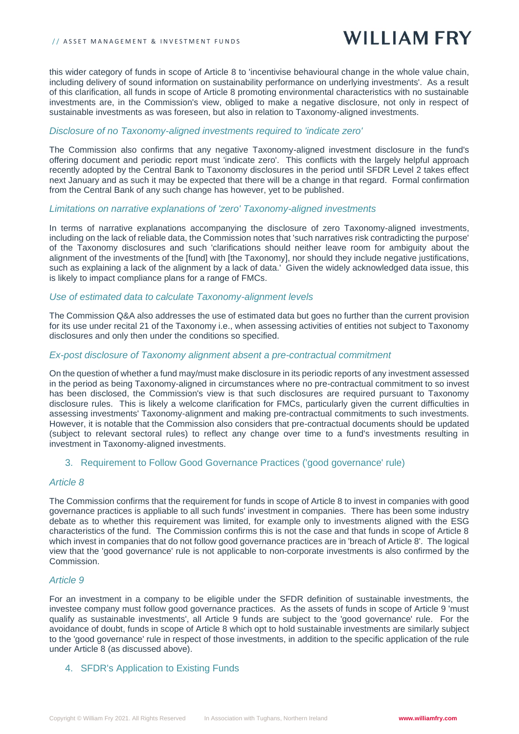this wider category of funds in scope of Article 8 to 'incentivise behavioural change in the whole value chain, including delivery of sound information on sustainability performance on underlying investments'. As a result of this clarification, all funds in scope of Article 8 promoting environmental characteristics with no sustainable investments are, in the Commission's view, obliged to make a negative disclosure, not only in respect of sustainable investments as was foreseen, but also in relation to Taxonomy-aligned investments.

*Disclosure of no Taxonomy-aligned investments required to 'indicate zero'*

The Commission also confirms that any negative Taxonomy-aligned investment disclosure in the fund's offering document and periodic report must 'indicate zero'. This conflicts with the largely helpful approach recently adopted by the Central Bank to Taxonomy disclosures in the period until SFDR Level 2 takes effect next January and as such it may be expected that there will be a change in that regard. Formal confirmation from the Central Bank of any such change has however, yet to be published.

*Limitations on narrative explanations of 'zero' Taxonomy-aligned investments*

In terms of narrative explanations accompanying the disclosure of zero Taxonomy-aligned investments, including on the lack of reliable data, the Commission notes that 'such narratives risk contradicting the purpose' of the Taxonomy disclosures and such 'clarifications should neither leave room for ambiguity about the alignment of the investments of the [fund] with [the Taxonomy], nor should they include negative justifications, such as explaining a lack of the alignment by a lack of data.' Given the widely acknowledged data issue, this is likely to impact compliance plans for a range of FMCs.

*Use of estimated data to calculate Taxonomy-alignment levels*

The Commission Q&A also addresses the use of estimated data but goes no further than the current provision for its use under recital 21 of the Taxonomy i.e., when assessing activities of entities not subject to Taxonomy disclosures and only then under the conditions so specified.

*Ex-post disclosure of Taxonomy alignment absent a pre-contractual commitment*

On the question of whether a fund may/must make disclosure in its periodic reports of any investment assessed in the period as being Taxonomy-aligned in circumstances where no pre-contractual commitment to so invest has been disclosed, the Commission's view is that such disclosures are required pursuant to Taxonomy disclosure rules. This is likely a welcome clarification for FMCs, particularly given the current difficulties in assessing investments' Taxonomy-alignment and making pre-contractual commitments to such investments. However, it is notable that the Commission also considers that pre-contractual documents should be updated (subject to relevant sectoral rules) to reflect any change over time to a fund's investments resulting in investment in Taxonomy-aligned investments.

## 3. Requirement to Follow Good Governance Practices ('good governance' rule)

*Article 8*

The Commission confirms that the requirement for funds in scope of Article 8 to invest in companies with good governance practices is appliable to all such funds' investment in companies. There has been some industry debate as to whether this requirement was limited, for example only to investments aligned with the ESG characteristics of the fund. The Commission confirms this is not the case and that funds in scope of Article 8 which invest in companies that do not follow good governance practices are in 'breach of Article 8'. The logical view that the 'good governance' rule is not applicable to non-corporate investments is also confirmed by the Commission.

*Article 9*

For an investment in a company to be eligible under the SFDR definition of sustainable investments, the investee company must follow good governance practices. As the assets of funds in scope of Article 9 'must qualify as sustainable investments', all Article 9 funds are subject to the 'good governance' rule. For the avoidance of doubt, funds in scope of Article 8 which opt to hold sustainable investments are similarly subject to the 'good governance' rule in respect of those investments, in addition to the specific application of the rule under Article 8 (as discussed above).

## 4. SFDR's Application to Existing Funds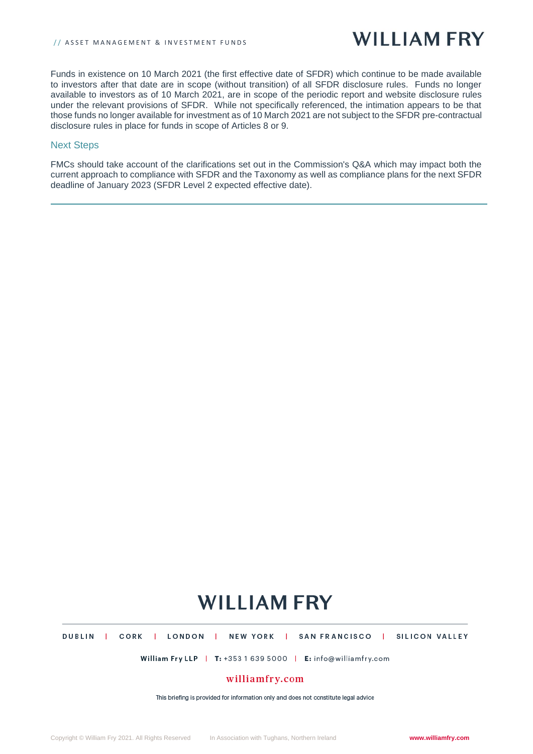Funds in existence on 10 March 2021 (the first effective date of SFDR) which continue to be made available to investors after that date are in scope (without transition) of all SFDR disclosure rules. Funds no longer available to investors as of 10 March 2021, are in scope of the periodic report and website disclosure rules under the relevant provisions of SFDR. While not specifically referenced, the intimation appears to be that those funds no longer available for investment as of 10 March 2021 are not subject to the SFDR pre-contractual disclosure rules in place for funds in scope of Articles 8 or 9.

## Next Steps

FMCs should take account of the clarifications set out in the Commission's Q&A which may impact both the current approach to compliance with SFDR and the Taxonomy as well as compliance plans for the next SFDR deadline of January 2023 (SFDR Level 2 expected effective date).

---

**WILLIAM FRY**

DUBLIN | CORK | LONDON | NEW YORK | SAN FRANCISCO | SILICON VALLEY

**William Fry LLP** | **T:** +353 1 639 5000 | **E:** info@williamfry.com

williamfry.com

This briefing is provided for information only and does not constitute legal advice